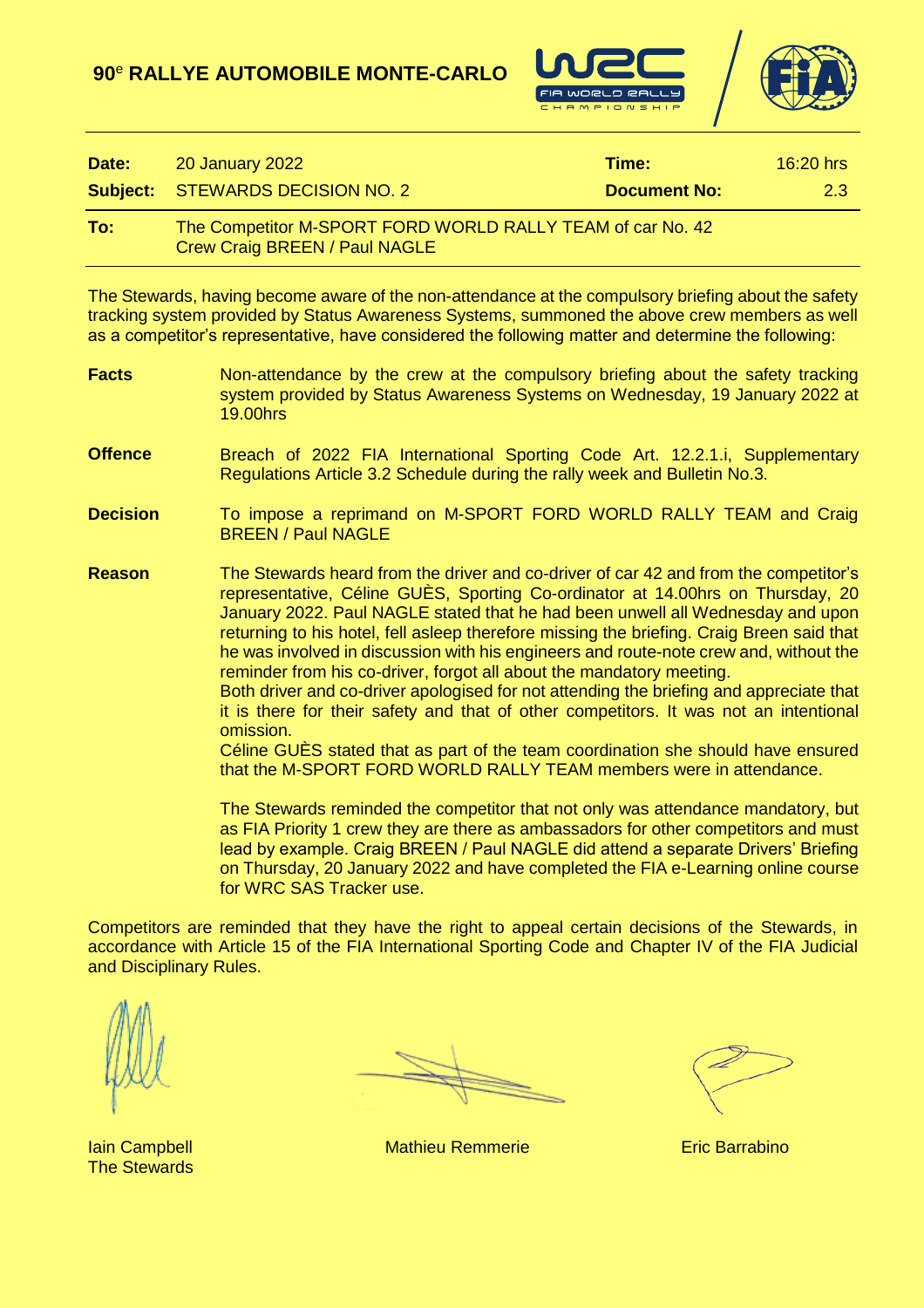# 90[e] RALLYE AUTOMOBILE MONTE-CARLO

| | | | |
|---|---|---|---|
| **Date:** | 20 January 2022 | **Time:** | 16:20 hrs |
| **Subject:** | STEWARDS DECISION NO. 2 | **Document No:** | 2.3 |

**To:** The Competitor M-SPORT FORD WORLD RALLY TEAM of car No. 42
Crew Craig BREEN / Paul NAGLE

The Stewards, having become aware of the non-attendance at the compulsory briefing about the safety tracking system provided by Status Awareness Systems, summoned the above crew members as well as a competitor's representative, have considered the following matter and determine the following:

**Facts**
Non-attendance by the crew at the compulsory briefing about the safety tracking system provided by Status Awareness Systems on Wednesday, 19 January 2022 at 19.00hrs

**Offence**
Breach of 2022 FIA International Sporting Code Art. 12.2.1.i, Supplementary Regulations Article 3.2 Schedule during the rally week and Bulletin No.3.

**Decision**
To impose a reprimand on M-SPORT FORD WORLD RALLY TEAM and Craig BREEN / Paul NAGLE

**Reason**
The Stewards heard from the driver and co-driver of car 42 and from the competitor's representative, Céline GUÈS, Sporting Co-ordinator at 14.00hrs on Thursday, 20 January 2022. Paul NAGLE stated that he had been unwell all Wednesday and upon returning to his hotel, fell asleep therefore missing the briefing. Craig Breen said that he was involved in discussion with his engineers and route-note crew and, without the reminder from his co-driver, forgot all about the mandatory meeting.
Both driver and co-driver apologised for not attending the briefing and appreciate that it is there for their safety and that of other competitors. It was not an intentional omission.
Céline GUÈS stated that as part of the team coordination she should have ensured that the M-SPORT FORD WORLD RALLY TEAM members were in attendance.

The Stewards reminded the competitor that not only was attendance mandatory, but as FIA Priority 1 crew they are there as ambassadors for other competitors and must lead by example. Craig BREEN / Paul NAGLE did attend a separate Drivers' Briefing on Thursday, 20 January 2022 and have completed the FIA e-Learning online course for WRC SAS Tracker use.

Competitors are reminded that they have the right to appeal certain decisions of the Stewards, in accordance with Article 15 of the FIA International Sporting Code and Chapter IV of the FIA Judicial and Disciplinary Rules.

Iain Campbell
The Stewards

Mathieu Remmerie

Eric Barrabino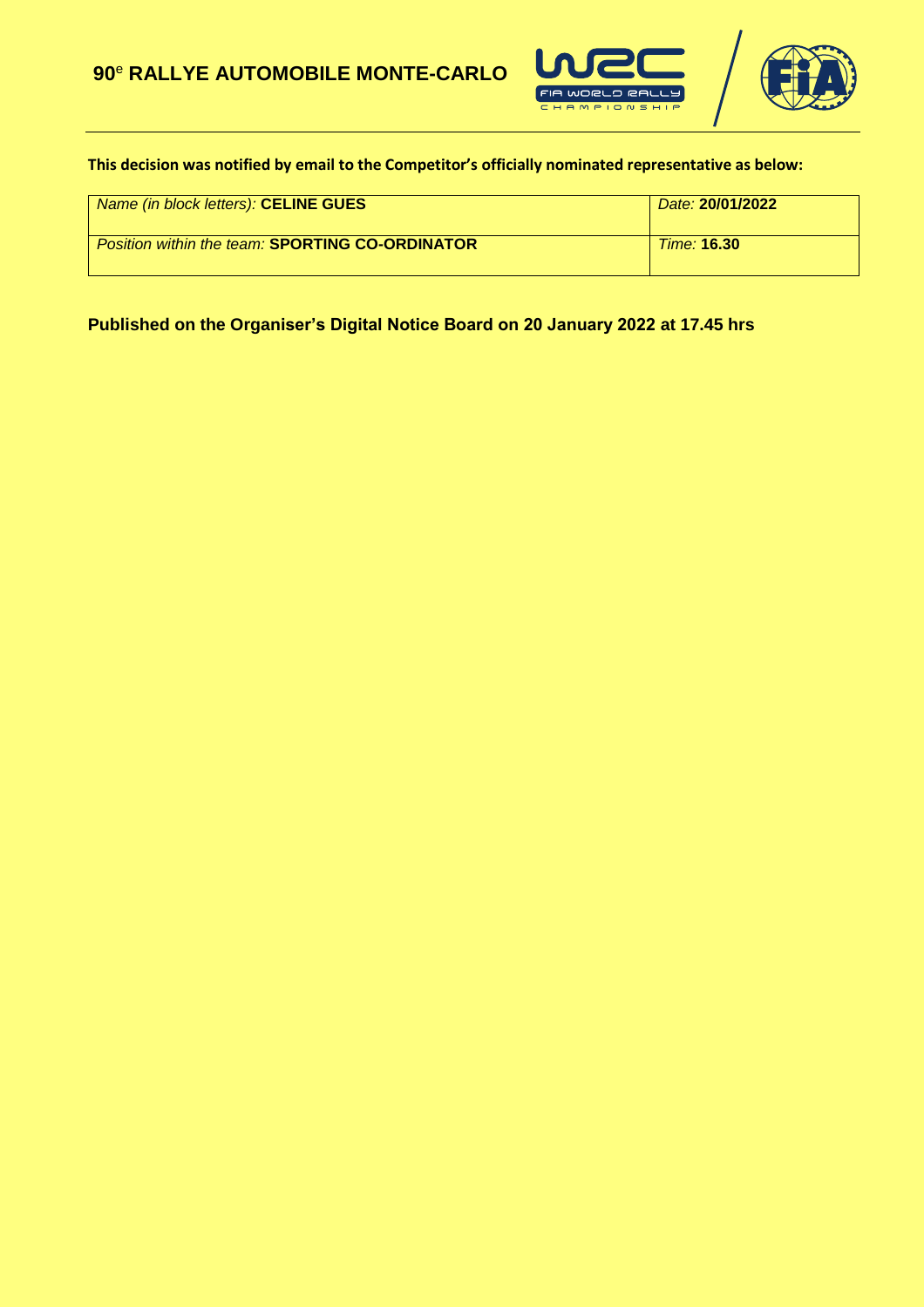# 90[e] RALLYE AUTOMOBILE MONTE-CARLO

**This decision was notified by email to the Competitor's officially nominated representative as below:**

| | |
|---|---|
| *Name (in block letters):* **CELINE GUES** | *Date:* **20/01/2022** |
| *Position within the team:* **SPORTING CO-ORDINATOR** | *Time:* **16.30** |

**Published on the Organiser's Digital Notice Board on 20 January 2022 at 17.45 hrs**